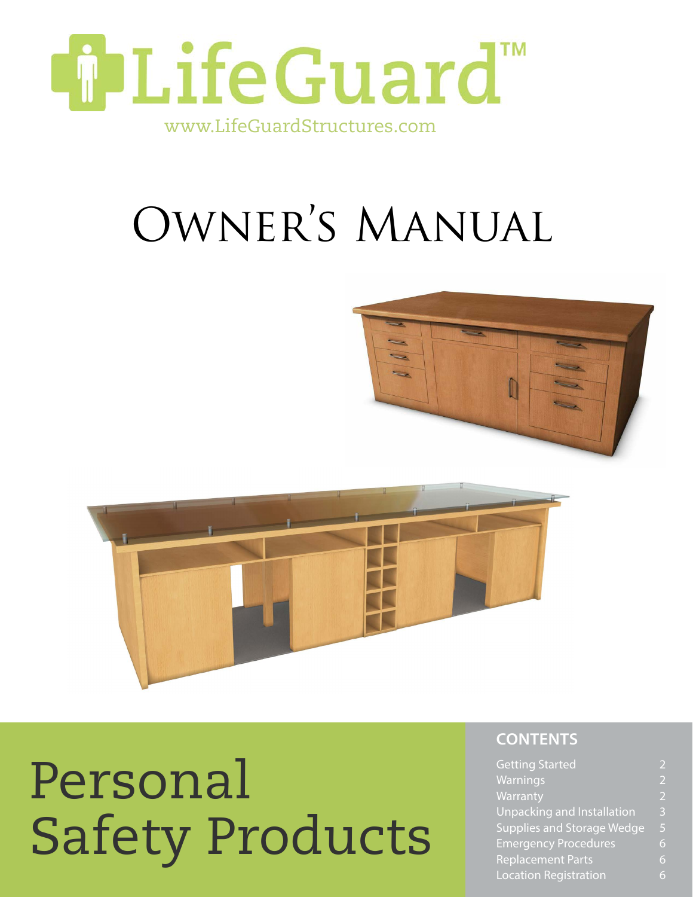# LifeGuard™

www.LifeGuardStructures.com

# Owner's Manual

# Personal Safety Products

## CONTENTS

| | |
|---|---|
| Getting Started | 2 |
| Warnings | 2 |
| Warranty | 2 |
| Unpacking and Installation | 3 |
| Supplies and Storage Wedge | 5 |
| Emergency Procedures | 6 |
| Replacement Parts | 6 |
| Location Registration | 6 |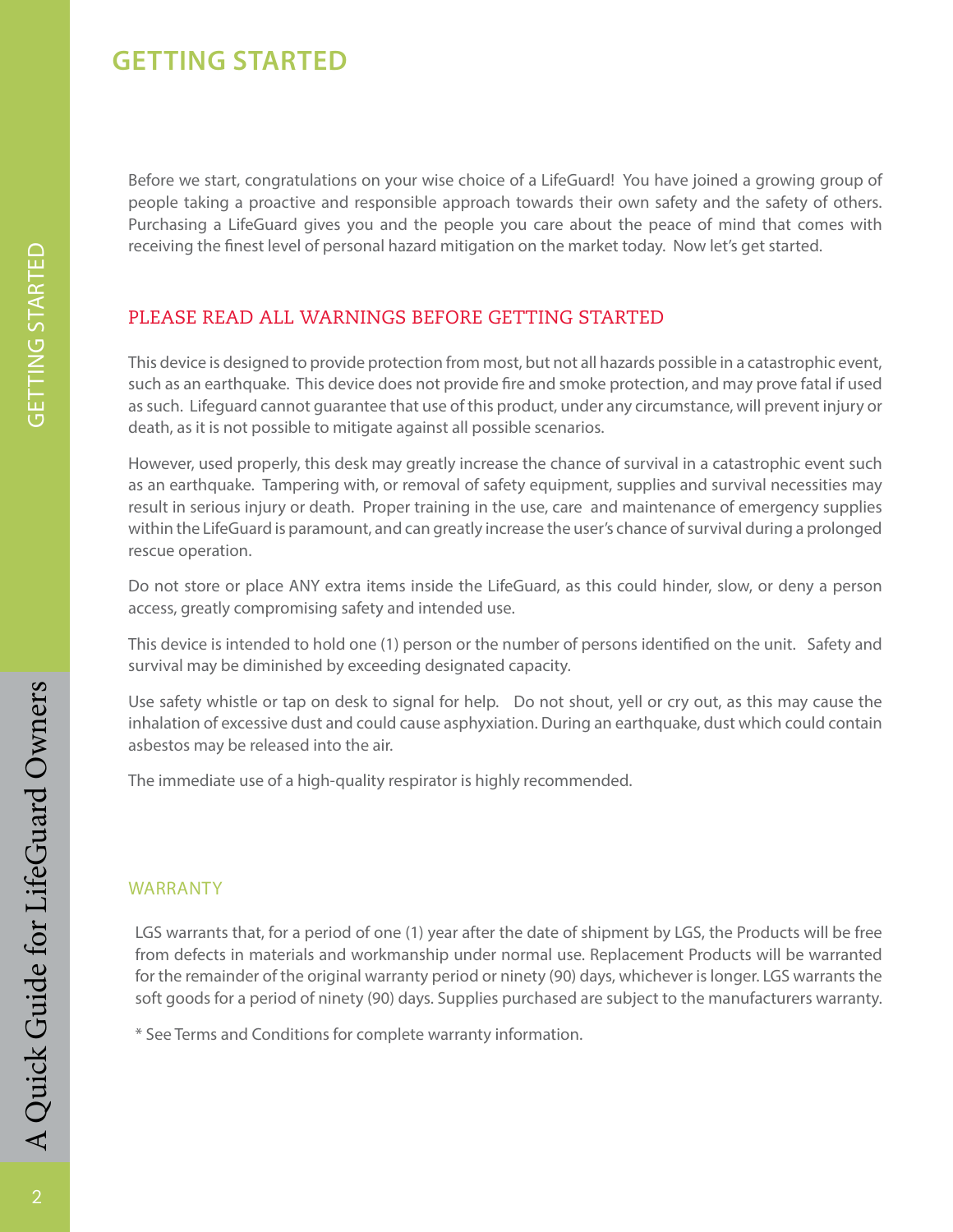# GETTING STARTED

Before we start, congratulations on your wise choice of a LifeGuard! You have joined a growing group of people taking a proactive and responsible approach towards their own safety and the safety of others. Purchasing a LifeGuard gives you and the people you care about the peace of mind that comes with receiving the finest level of personal hazard mitigation on the market today. Now let's get started.

## PLEASE READ ALL WARNINGS BEFORE GETTING STARTED

This device is designed to provide protection from most, but not all hazards possible in a catastrophic event, such as an earthquake. This device does not provide fire and smoke protection, and may prove fatal if used as such. Lifeguard cannot guarantee that use of this product, under any circumstance, will prevent injury or death, as it is not possible to mitigate against all possible scenarios.

However, used properly, this desk may greatly increase the chance of survival in a catastrophic event such as an earthquake. Tampering with, or removal of safety equipment, supplies and survival necessities may result in serious injury or death. Proper training in the use, care and maintenance of emergency supplies within the LifeGuard is paramount, and can greatly increase the user's chance of survival during a prolonged rescue operation.

Do not store or place ANY extra items inside the LifeGuard, as this could hinder, slow, or deny a person access, greatly compromising safety and intended use.

This device is intended to hold one (1) person or the number of persons identified on the unit. Safety and survival may be diminished by exceeding designated capacity.

Use safety whistle or tap on desk to signal for help. Do not shout, yell or cry out, as this may cause the inhalation of excessive dust and could cause asphyxiation. During an earthquake, dust which could contain asbestos may be released into the air.

The immediate use of a high-quality respirator is highly recommended.

## WARRANTY

LGS warrants that, for a period of one (1) year after the date of shipment by LGS, the Products will be free from defects in materials and workmanship under normal use. Replacement Products will be warranted for the remainder of the original warranty period or ninety (90) days, whichever is longer. LGS warrants the soft goods for a period of ninety (90) days. Supplies purchased are subject to the manufacturers warranty.

* See Terms and Conditions for complete warranty information.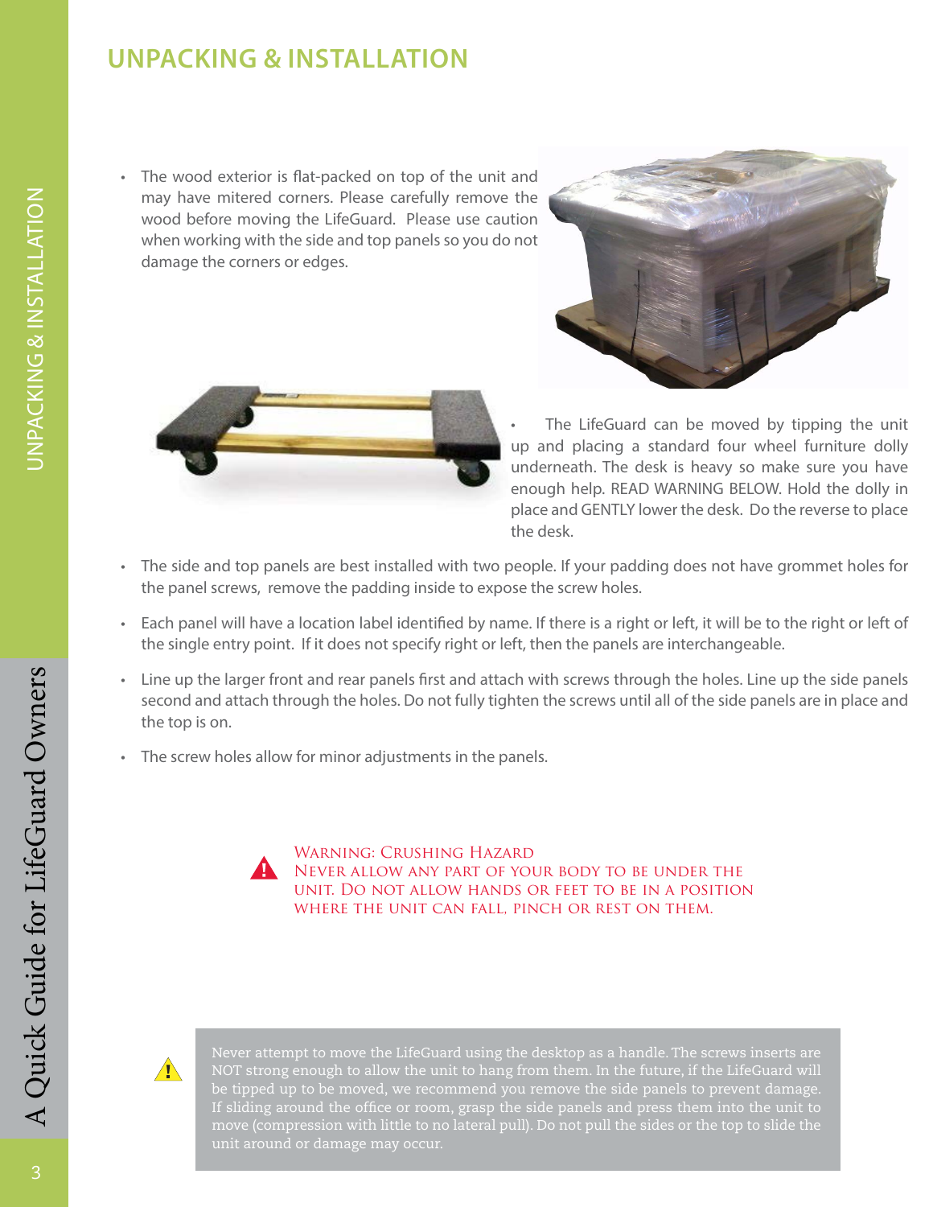## UNPACKING & INSTALLATION

- The wood exterior is flat-packed on top of the unit and may have mitered corners. Please carefully remove the wood before moving the LifeGuard. Please use caution when working with the side and top panels so you do not damage the corners or edges.

- The LifeGuard can be moved by tipping the unit up and placing a standard four wheel furniture dolly underneath. The desk is heavy so make sure you have enough help. READ WARNING BELOW. Hold the dolly in place and GENTLY lower the desk. Do the reverse to place the desk.

- The side and top panels are best installed with two people. If your padding does not have grommet holes for the panel screws, remove the padding inside to expose the screw holes.

- Each panel will have a location label identified by name. If there is a right or left, it will be to the right or left of the single entry point. If it does not specify right or left, then the panels are interchangeable.

- Line up the larger front and rear panels first and attach with screws through the holes. Line up the side panels second and attach through the holes. Do not fully tighten the screws until all of the side panels are in place and the top is on.

- The screw holes allow for minor adjustments in the panels.

**WARNING: CRUSHING HAZARD**
NEVER ALLOW ANY PART OF YOUR BODY TO BE UNDER THE UNIT. DO NOT ALLOW HANDS OR FEET TO BE IN A POSITION WHERE THE UNIT CAN FALL, PINCH OR REST ON THEM.

Never attempt to move the LifeGuard using the desktop as a handle. The screws inserts are NOT strong enough to allow the unit to hang from them. In the future, if the LifeGuard will be tipped up to be moved, we recommend you remove the side panels to prevent damage. If sliding around the office or room, grasp the side panels and press them into the unit to move (compression with little to no lateral pull). Do not pull the sides or the top to slide the unit around or damage may occur.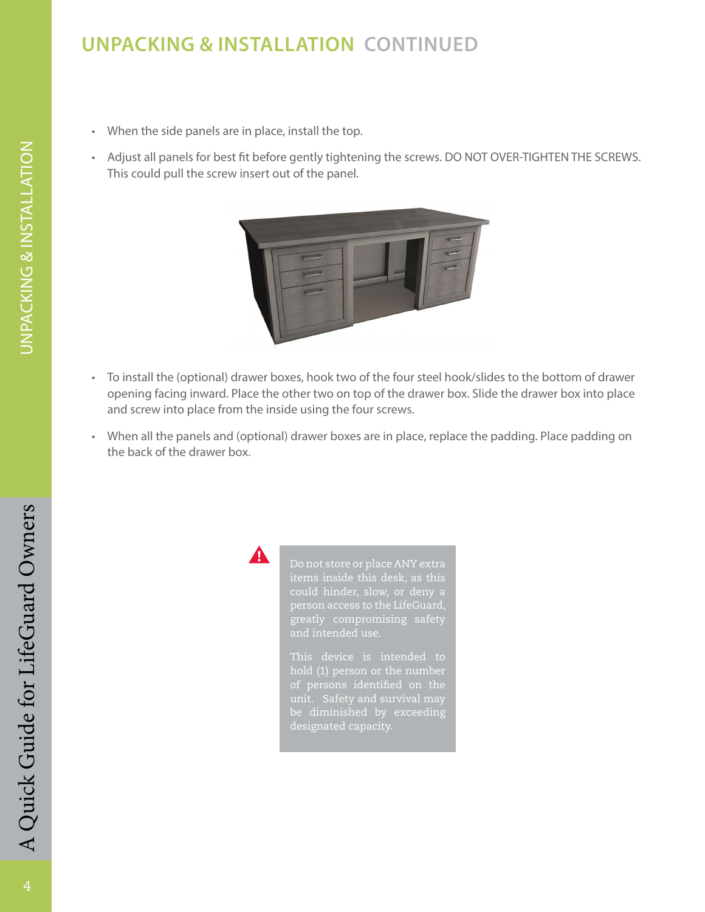## UNPACKING & INSTALLATION CONTINUED

- When the side panels are in place, install the top.
- Adjust all panels for best fit before gently tightening the screws. DO NOT OVER-TIGHTEN THE SCREWS. This could pull the screw insert out of the panel.

- To install the (optional) drawer boxes, hook two of the four steel hook/slides to the bottom of drawer opening facing inward. Place the other two on top of the drawer box. Slide the drawer box into place and screw into place from the inside using the four screws.
- When all the panels and (optional) drawer boxes are in place, replace the padding. Place padding on the back of the drawer box.

> Do not store or place ANY extra items inside this desk, as this could hinder, slow, or deny a person access to the LifeGuard, greatly compromising safety and intended use.
>
> This device is intended to hold (1) person or the number of persons identified on the unit. Safety and survival may be diminished by exceeding designated capacity.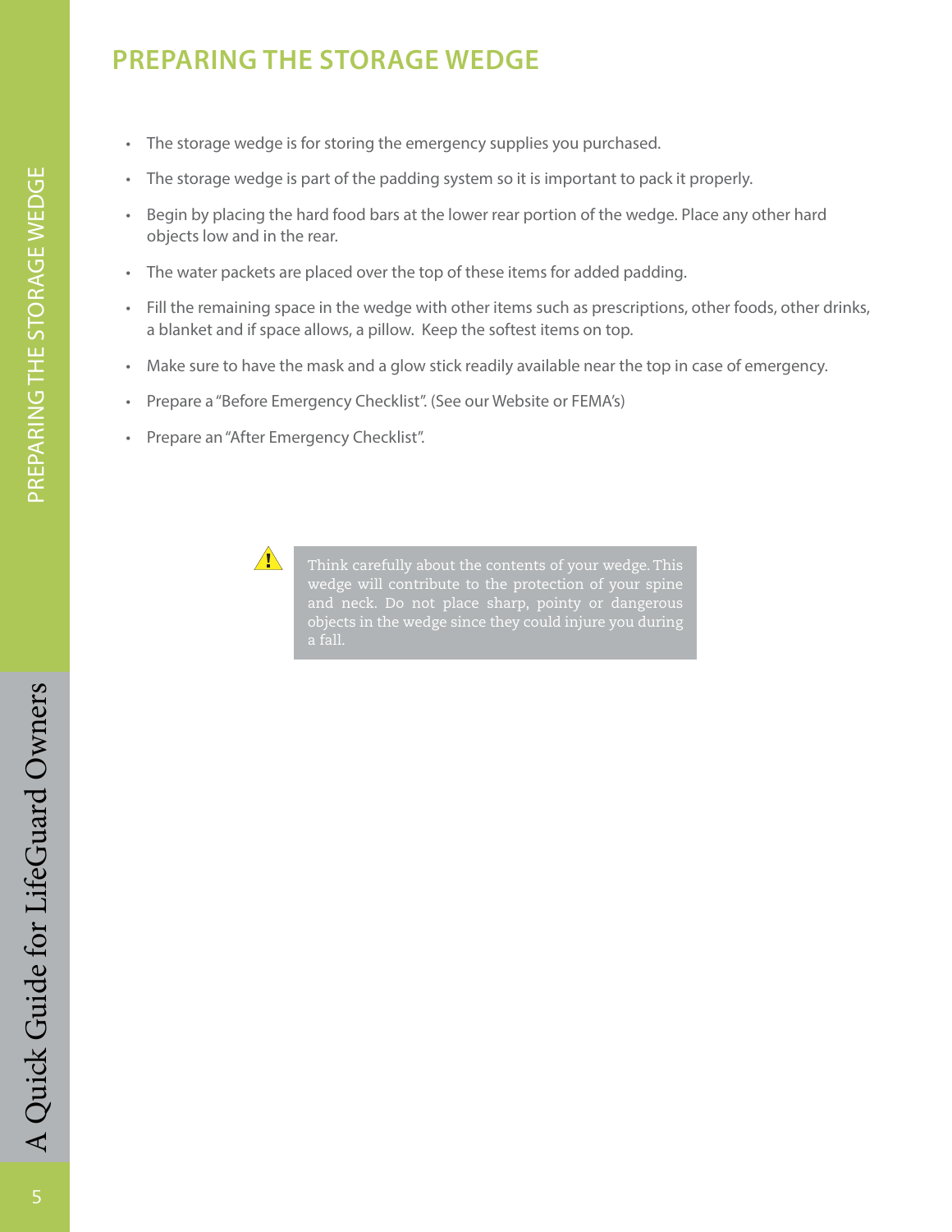# PREPARING THE STORAGE WEDGE

- The storage wedge is for storing the emergency supplies you purchased.
- The storage wedge is part of the padding system so it is important to pack it properly.
- Begin by placing the hard food bars at the lower rear portion of the wedge. Place any other hard objects low and in the rear.
- The water packets are placed over the top of these items for added padding.
- Fill the remaining space in the wedge with other items such as prescriptions, other foods, other drinks, a blanket and if space allows, a pillow.  Keep the softest items on top.
- Make sure to have the mask and a glow stick readily available near the top in case of emergency.
- Prepare a "Before Emergency Checklist". (See our Website or FEMA's)
- Prepare an "After Emergency Checklist".

> ⚠ Think carefully about the contents of your wedge. This wedge will contribute to the protection of your spine and neck. Do not place sharp, pointy or dangerous objects in the wedge since they could injure you during a fall.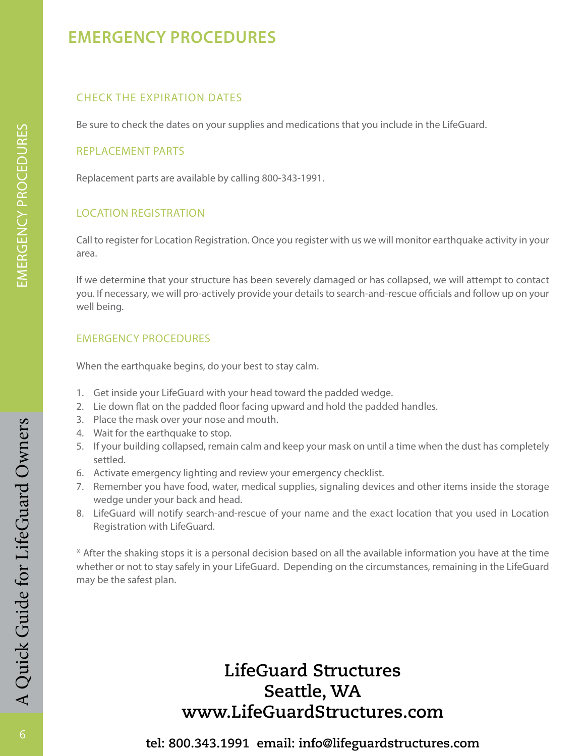# EMERGENCY PROCEDURES

## CHECK THE EXPIRATION DATES

Be sure to check the dates on your supplies and medications that you include in the LifeGuard.

## REPLACEMENT PARTS

Replacement parts are available by calling 800-343-1991.

## LOCATION REGISTRATION

Call to register for Location Registration. Once you register with us we will monitor earthquake activity in your area.

If we determine that your structure has been severely damaged or has collapsed, we will attempt to contact you. If necessary, we will pro-actively provide your details to search-and-rescue officials and follow up on your well being.

## EMERGENCY PROCEDURES

When the earthquake begins, do your best to stay calm.

1. Get inside your LifeGuard with your head toward the padded wedge.
2. Lie down flat on the padded floor facing upward and hold the padded handles.
3. Place the mask over your nose and mouth.
4. Wait for the earthquake to stop.
5. If your building collapsed, remain calm and keep your mask on until a time when the dust has completely settled.
6. Activate emergency lighting and review your emergency checklist.
7. Remember you have food, water, medical supplies, signaling devices and other items inside the storage wedge under your back and head.
8. LifeGuard will notify search-and-rescue of your name and the exact location that you used in Location Registration with LifeGuard.

* After the shaking stops it is a personal decision based on all the available information you have at the time whether or not to stay safely in your LifeGuard. Depending on the circumstances, remaining in the LifeGuard may be the safest plan.

**LifeGuard Structures**
**Seattle, WA**
**www.LifeGuardStructures.com**

**tel: 800.343.1991 email: info@lifeguardstructures.com**